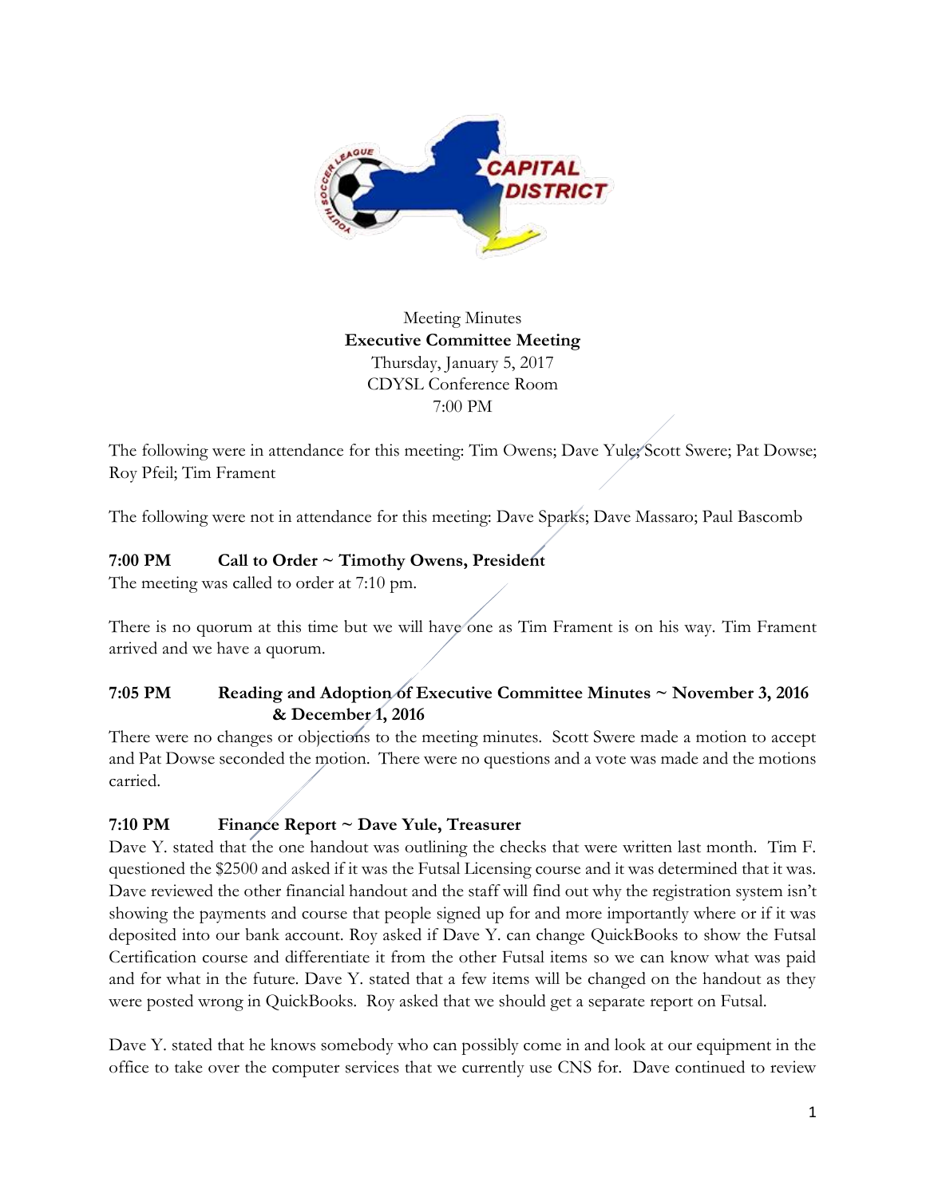Meeting Minutes
**Executive Committee Meeting**
Thursday, January 5, 2017
CDYSL Conference Room
7:00 PM

The following were in attendance for this meeting: Tim Owens; Dave Yule; Scott Swere; Pat Dowse; Roy Pfeil; Tim Frament

The following were not in attendance for this meeting: Dave Sparks; Dave Massaro; Paul Bascomb

**7:00 PM Call to Order ~ Timothy Owens, President**

The meeting was called to order at 7:10 pm.

There is no quorum at this time but we will have one as Tim Frament is on his way. Tim Frament arrived and we have a quorum.

**7:05 PM Reading and Adoption of Executive Committee Minutes ~ November 3, 2016 & December 1, 2016**

There were no changes or objections to the meeting minutes. Scott Swere made a motion to accept and Pat Dowse seconded the motion. There were no questions and a vote was made and the motions carried.

**7:10 PM Finance Report ~ Dave Yule, Treasurer**

Dave Y. stated that the one handout was outlining the checks that were written last month. Tim F. questioned the $2500 and asked if it was the Futsal Licensing course and it was determined that it was. Dave reviewed the other financial handout and the staff will find out why the registration system isn't showing the payments and course that people signed up for and more importantly where or if it was deposited into our bank account. Roy asked if Dave Y. can change QuickBooks to show the Futsal Certification course and differentiate it from the other Futsal items so we can know what was paid and for what in the future. Dave Y. stated that a few items will be changed on the handout as they were posted wrong in QuickBooks. Roy asked that we should get a separate report on Futsal.

Dave Y. stated that he knows somebody who can possibly come in and look at our equipment in the office to take over the computer services that we currently use CNS for. Dave continued to review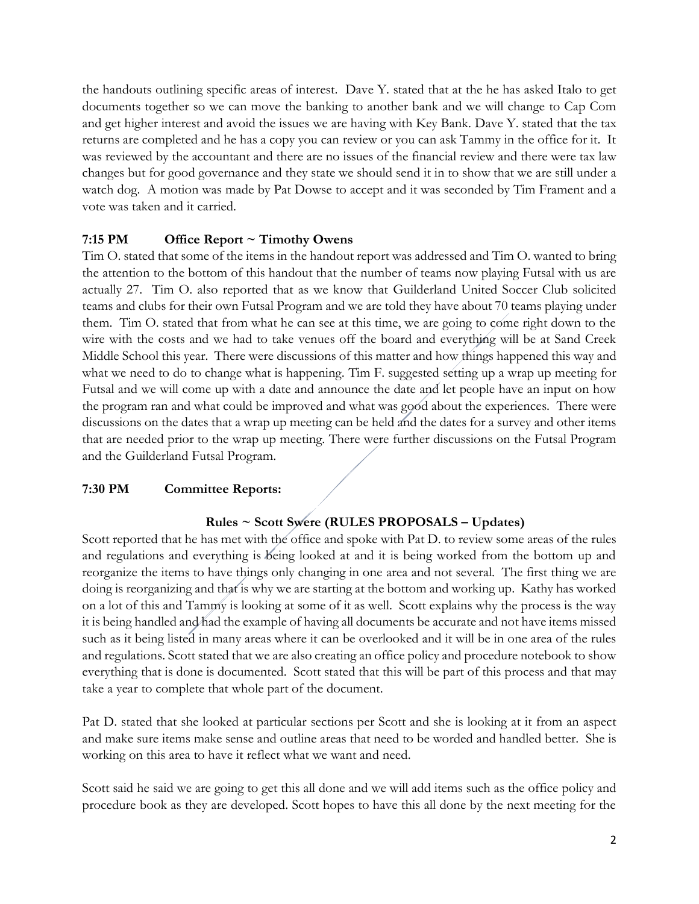the handouts outlining specific areas of interest. Dave Y. stated that at the he has asked Italo to get documents together so we can move the banking to another bank and we will change to Cap Com and get higher interest and avoid the issues we are having with Key Bank. Dave Y. stated that the tax returns are completed and he has a copy you can review or you can ask Tammy in the office for it. It was reviewed by the accountant and there are no issues of the financial review and there were tax law changes but for good governance and they state we should send it in to show that we are still under a watch dog. A motion was made by Pat Dowse to accept and it was seconded by Tim Frament and a vote was taken and it carried.

**7:15 PM Office Report ~ Timothy Owens**

Tim O. stated that some of the items in the handout report was addressed and Tim O. wanted to bring the attention to the bottom of this handout that the number of teams now playing Futsal with us are actually 27. Tim O. also reported that as we know that Guilderland United Soccer Club solicited teams and clubs for their own Futsal Program and we are told they have about 70 teams playing under them. Tim O. stated that from what he can see at this time, we are going to come right down to the wire with the costs and we had to take venues off the board and everything will be at Sand Creek Middle School this year. There were discussions of this matter and how things happened this way and what we need to do to change what is happening. Tim F. suggested setting up a wrap up meeting for Futsal and we will come up with a date and announce the date and let people have an input on how the program ran and what could be improved and what was good about the experiences. There were discussions on the dates that a wrap up meeting can be held and the dates for a survey and other items that are needed prior to the wrap up meeting. There were further discussions on the Futsal Program and the Guilderland Futsal Program.

**7:30 PM Committee Reports:**

**Rules ~ Scott Swere (RULES PROPOSALS – Updates)**

Scott reported that he has met with the office and spoke with Pat D. to review some areas of the rules and regulations and everything is being looked at and it is being worked from the bottom up and reorganize the items to have things only changing in one area and not several. The first thing we are doing is reorganizing and that is why we are starting at the bottom and working up. Kathy has worked on a lot of this and Tammy is looking at some of it as well. Scott explains why the process is the way it is being handled and had the example of having all documents be accurate and not have items missed such as it being listed in many areas where it can be overlooked and it will be in one area of the rules and regulations. Scott stated that we are also creating an office policy and procedure notebook to show everything that is done is documented. Scott stated that this will be part of this process and that may take a year to complete that whole part of the document.

Pat D. stated that she looked at particular sections per Scott and she is looking at it from an aspect and make sure items make sense and outline areas that need to be worded and handled better. She is working on this area to have it reflect what we want and need.

Scott said he said we are going to get this all done and we will add items such as the office policy and procedure book as they are developed. Scott hopes to have this all done by the next meeting for the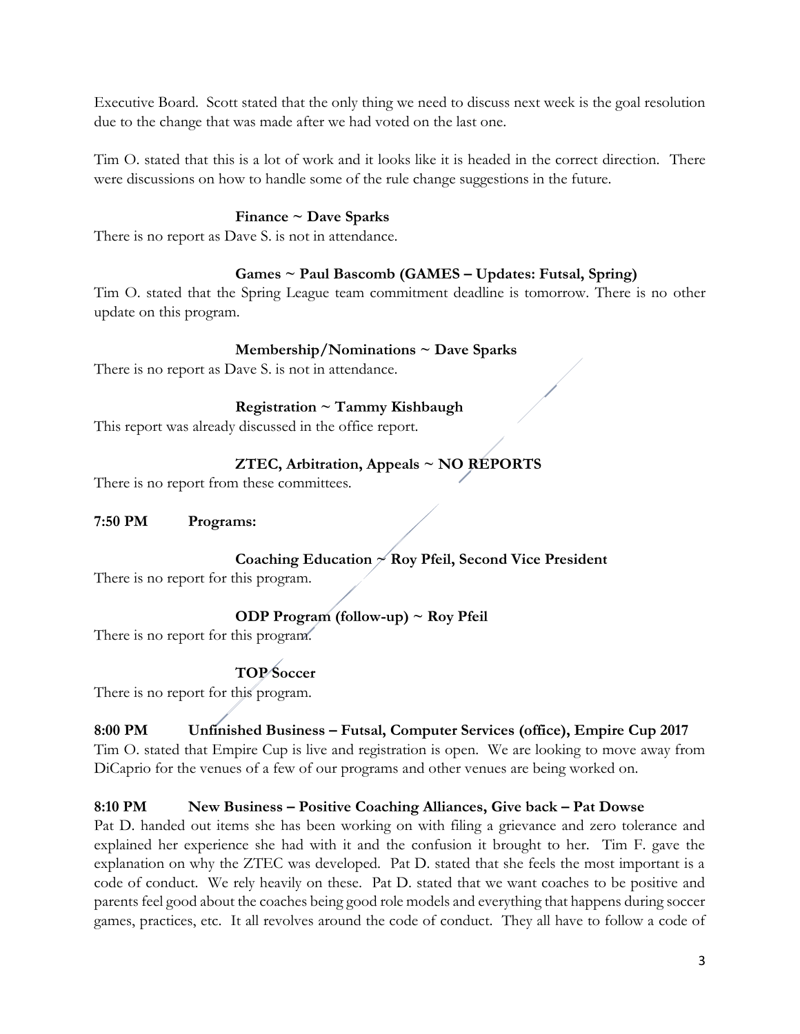Executive Board. Scott stated that the only thing we need to discuss next week is the goal resolution due to the change that was made after we had voted on the last one.

Tim O. stated that this is a lot of work and it looks like it is headed in the correct direction. There were discussions on how to handle some of the rule change suggestions in the future.

**Finance ~ Dave Sparks**

There is no report as Dave S. is not in attendance.

**Games ~ Paul Bascomb (GAMES – Updates: Futsal, Spring)**

Tim O. stated that the Spring League team commitment deadline is tomorrow. There is no other update on this program.

**Membership/Nominations ~ Dave Sparks**

There is no report as Dave S. is not in attendance.

**Registration ~ Tammy Kishbaugh**

This report was already discussed in the office report.

**ZTEC, Arbitration, Appeals ~ NO REPORTS**

There is no report from these committees.

**7:50 PM Programs:**

**Coaching Education ~ Roy Pfeil, Second Vice President**

There is no report for this program.

**ODP Program (follow-up) ~ Roy Pfeil**

There is no report for this program.

**TOP Soccer**

There is no report for this program.

**8:00 PM Unfinished Business – Futsal, Computer Services (office), Empire Cup 2017**

Tim O. stated that Empire Cup is live and registration is open. We are looking to move away from DiCaprio for the venues of a few of our programs and other venues are being worked on.

**8:10 PM New Business – Positive Coaching Alliances, Give back – Pat Dowse**

Pat D. handed out items she has been working on with filing a grievance and zero tolerance and explained her experience she had with it and the confusion it brought to her. Tim F. gave the explanation on why the ZTEC was developed. Pat D. stated that she feels the most important is a code of conduct. We rely heavily on these. Pat D. stated that we want coaches to be positive and parents feel good about the coaches being good role models and everything that happens during soccer games, practices, etc. It all revolves around the code of conduct. They all have to follow a code of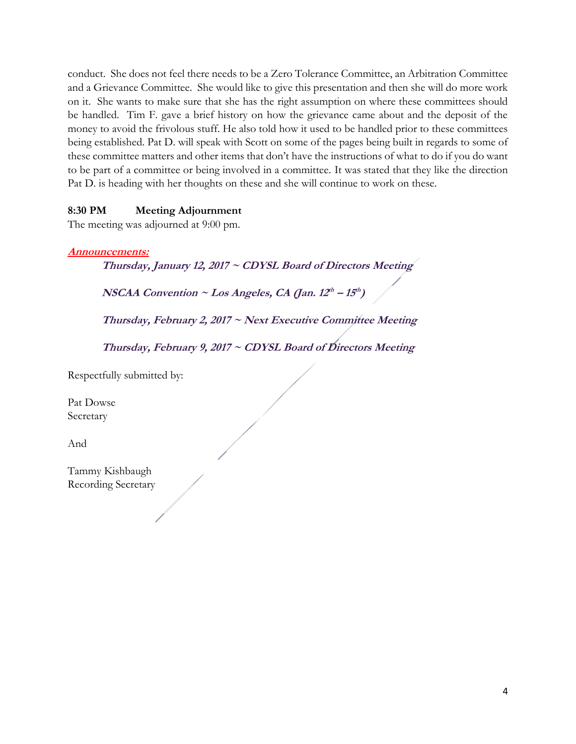conduct. She does not feel there needs to be a Zero Tolerance Committee, an Arbitration Committee and a Grievance Committee. She would like to give this presentation and then she will do more work on it. She wants to make sure that she has the right assumption on where these committees should be handled. Tim F. gave a brief history on how the grievance came about and the deposit of the money to avoid the frivolous stuff. He also told how it used to be handled prior to these committees being established. Pat D. will speak with Scott on some of the pages being built in regards to some of these committee matters and other items that don't have the instructions of what to do if you do want to be part of a committee or being involved in a committee. It was stated that they like the direction Pat D. is heading with her thoughts on these and she will continue to work on these.

**8:30 PM Meeting Adjournment**

The meeting was adjourned at 9:00 pm.

***Announcements:***

> ***Thursday, January 12, 2017 ~ CDYSL Board of Directors Meeting***
>
> ***NSCAA Convention ~ Los Angeles, CA (Jan. 12th – 15th)***
>
> ***Thursday, February 2, 2017 ~ Next Executive Committee Meeting***
>
> ***Thursday, February 9, 2017 ~ CDYSL Board of Directors Meeting***

Respectfully submitted by:

Pat Dowse
Secretary

And

Tammy Kishbaugh
Recording Secretary